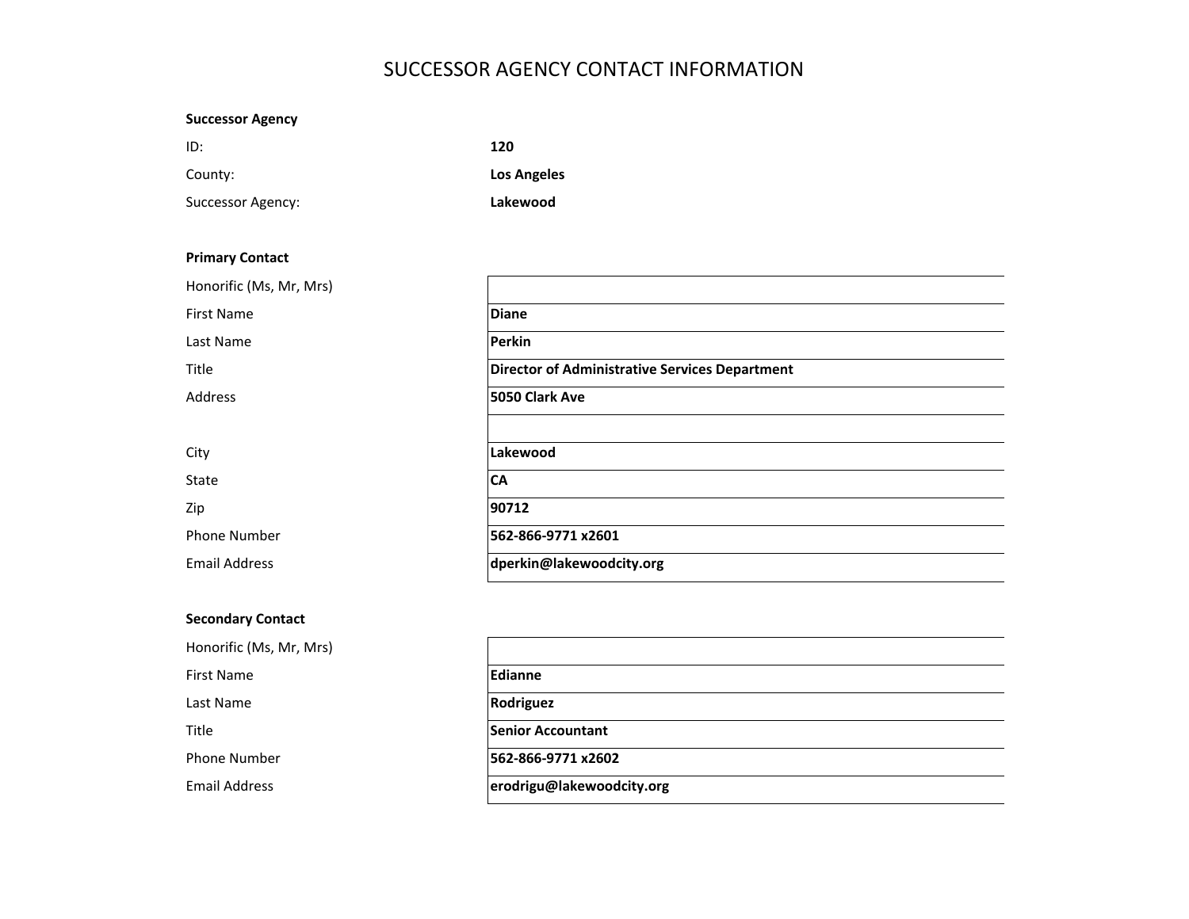# SUCCESSOR AGENCY CONTACT INFORMATION

**Successor Agency**

| | |
|---|---|
| ID: | **120** |
| County: | **Los Angeles** |
| Successor Agency: | **Lakewood** |

**Primary Contact**

| | |
|---|---|
| Honorific (Ms, Mr, Mrs) | |
| First Name | **Diane** |
| Last Name | **Perkin** |
| Title | **Director of Administrative Services Department** |
| Address | **5050 Clark Ave** |
| | |
| City | **Lakewood** |
| State | **CA** |
| Zip | **90712** |
| Phone Number | **562-866-9771 x2601** |
| Email Address | **dperkin@lakewoodcity.org** |

**Secondary Contact**

| | |
|---|---|
| Honorific (Ms, Mr, Mrs) | |
| First Name | **Edianne** |
| Last Name | **Rodriguez** |
| Title | **Senior Accountant** |
| Phone Number | **562-866-9771 x2602** |
| Email Address | **erodrigu@lakewoodcity.org** |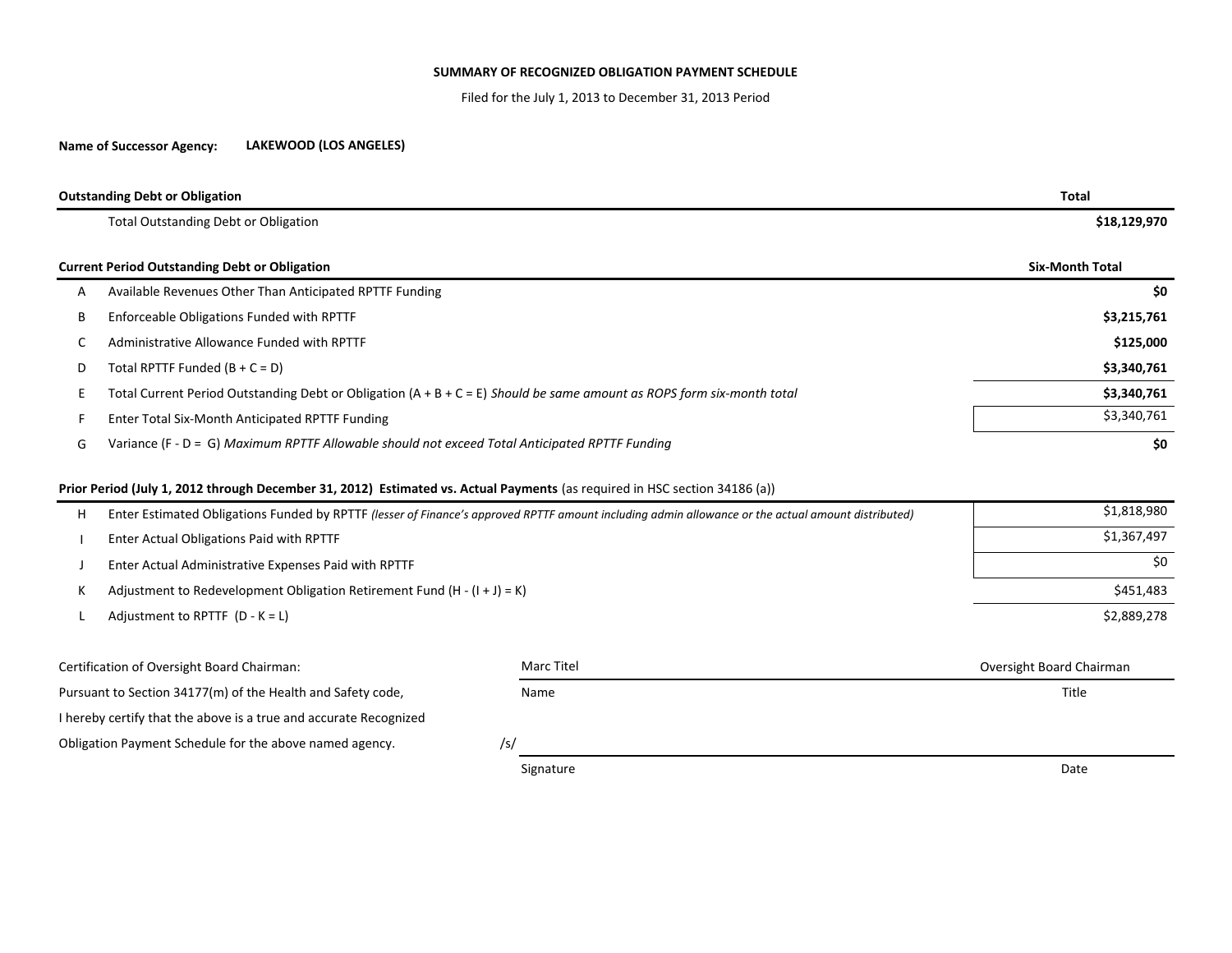# SUMMARY OF RECOGNIZED OBLIGATION PAYMENT SCHEDULE

Filed for the July 1, 2013 to December 31, 2013 Period

**Name of Successor Agency:** **LAKEWOOD (LOS ANGELES)**

| **Outstanding Debt or Obligation** | | **Total** |
|---|---|---|
| | Total Outstanding Debt or Obligation | **$18,129,970** |

| **Current Period Outstanding Debt or Obligation** | | **Six-Month Total** |
|---|---|---|
| A | Available Revenues Other Than Anticipated RPTTF Funding | **$0** |
| B | Enforceable Obligations Funded with RPTTF | **$3,215,761** |
| C | Administrative Allowance Funded with RPTTF | **$125,000** |
| D | Total RPTTF Funded (B + C = D) | **$3,340,761** |
| E | Total Current Period Outstanding Debt or Obligation (A + B + C = E) *Should be same amount as ROPS form six-month total* | **$3,340,761** |
| F | Enter Total Six-Month Anticipated RPTTF Funding | $3,340,761 |
| G | Variance (F - D = G) *Maximum RPTTF Allowable should not exceed Total Anticipated RPTTF Funding* | **$0** |

| **Prior Period (July 1, 2012 through December 31, 2012) Estimated vs. Actual Payments** (as required in HSC section 34186 (a)) | | |
|---|---|---|
| H | Enter Estimated Obligations Funded by RPTTF *(lesser of Finance's approved RPTTF amount including admin allowance or the actual amount distributed)* | $1,818,980 |
| I | Enter Actual Obligations Paid with RPTTF | $1,367,497 |
| J | Enter Actual Administrative Expenses Paid with RPTTF | $0 |
| K | Adjustment to Redevelopment Obligation Retirement Fund (H - (I + J) = K) | $451,483 |
| L | Adjustment to RPTTF (D - K = L) | $2,889,278 |

Certification of Oversight Board Chairman:
Pursuant to Section 34177(m) of the Health and Safety code,
I hereby certify that the above is a true and accurate Recognized
Obligation Payment Schedule for the above named agency.

| Marc Titel | Oversight Board Chairman |
|---|---|
| Name | Title |

/s/

| Signature | Date |
|---|---|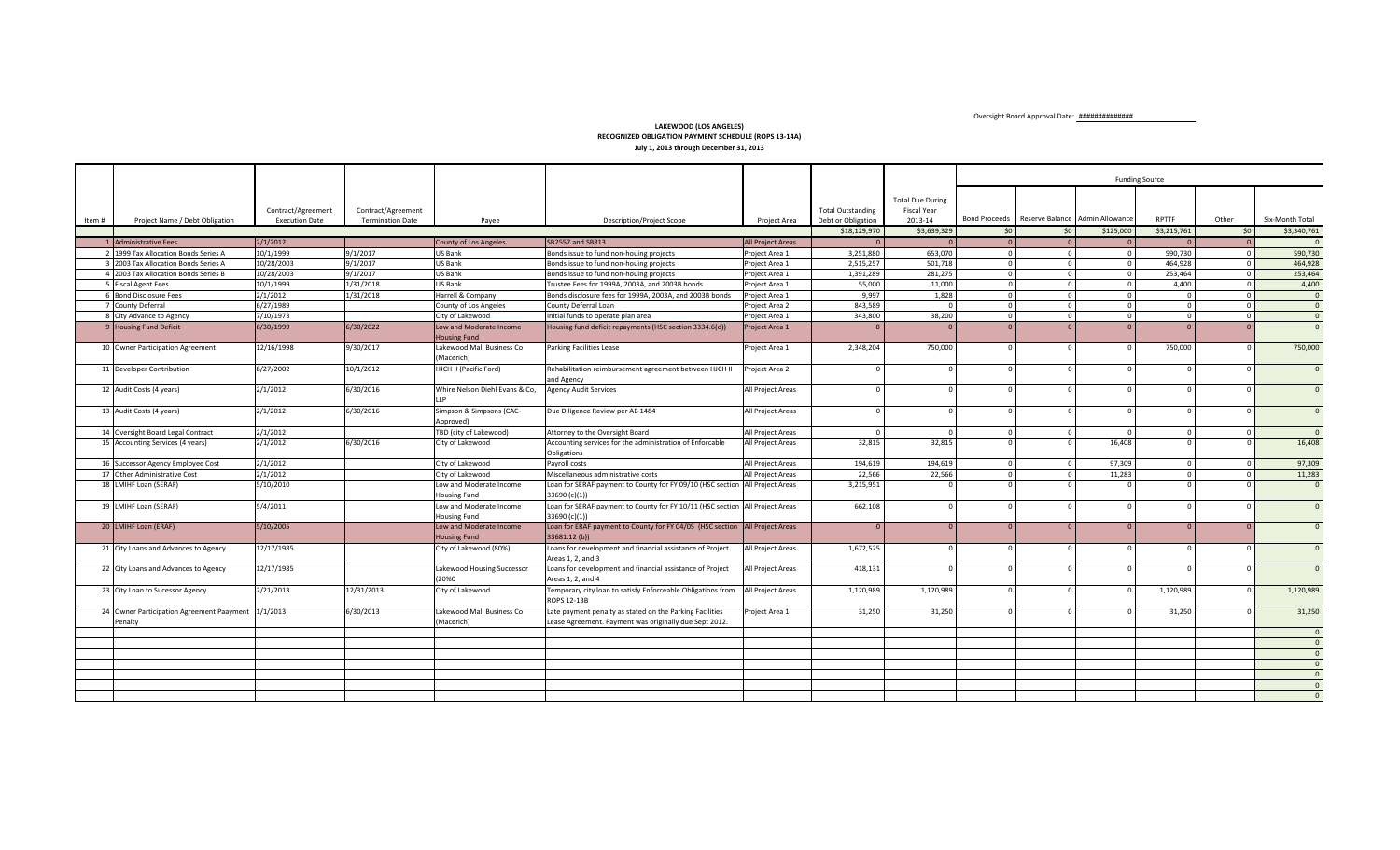Oversight Board Approval Date: ##############

**LAKEWOOD (LOS ANGELES)**
**RECOGNIZED OBLIGATION PAYMENT SCHEDULE (ROPS 13-14A)**
**July 1, 2013 through December 31, 2013**

| | | | | | | | | | Funding Source | | | | | | |
|---|---|---|---|---|---|---|---|---|---|---|---|---|---|---|---|
| Item # | Project Name / Debt Obligation | Contract/Agreement Execution Date | Contract/Agreement Termination Date | Payee | Description/Project Scope | Project Area | Total Outstanding Debt or Obligation | Total Due During Fiscal Year 2013-14 | Bond Proceeds | Reserve Balance | Admin Allowance | RPTTF | Other | Six-Month Total |
| | | | | | | | $18,129,970 | $3,639,329 | $0 | $0 | $125,000 | $3,215,761 | $0 | $3,340,761 |
| 1 | Administrative Fees | 2/1/2012 | | County of Los Angeles | SB2557 and SB813 | All Project Areas | 0 | 0 | 0 | 0 | 0 | 0 | 0 | 0 |
| 2 | 1999 Tax Allocation Bonds Series A | 10/1/1999 | 9/1/2017 | US Bank | Bonds issue to fund non-houing projects | Project Area 1 | 3,251,880 | 653,070 | 0 | 0 | 0 | 590,730 | 0 | 590,730 |
| 3 | 2003 Tax Allocation Bonds Series A | 10/28/2003 | 9/1/2017 | US Bank | Bonds issue to fund non-houing projects | Project Area 1 | 2,515,257 | 501,718 | 0 | 0 | 0 | 464,928 | 0 | 464,928 |
| 4 | 2003 Tax Allocation Bonds Series B | 10/28/2003 | 9/1/2017 | US Bank | Bonds issue to fund non-houing projects | Project Area 1 | 1,391,289 | 281,275 | 0 | 0 | 0 | 253,464 | 0 | 253,464 |
| 5 | Fiscal Agent Fees | 10/1/1999 | 1/31/2018 | US Bank | Trustee Fees for 1999A, 2003A, and 2003B bonds | Project Area 1 | 55,000 | 11,000 | 0 | 0 | 0 | 4,400 | 0 | 4,400 |
| 6 | Bond Disclosure Fees | 2/1/2012 | 1/31/2018 | Harrell & Company | Bonds disclosure fees for 1999A, 2003A, and 2003B bonds | Project Area 1 | 9,997 | 1,828 | 0 | 0 | 0 | 0 | 0 | 0 |
| 7 | County Deferral | 6/27/1989 | | County of Los Angeles | County Deferral Loan | Project Area 2 | 843,589 | 0 | 0 | 0 | 0 | 0 | 0 | 0 |
| 8 | City Advance to Agency | 7/10/1973 | | City of Lakewood | Initial funds to operate plan area | Project Area 1 | 343,800 | 38,200 | 0 | 0 | 0 | 0 | 0 | 0 |
| 9 | Housing Fund Deficit | 6/30/1999 | 6/30/2022 | Low and Moderate Income Housing Fund | Housing fund deficit repayments (HSC section 3334.6(d)) | Project Area 1 | 0 | 0 | 0 | 0 | 0 | 0 | 0 | 0 |
| 10 | Owner Participation Agreement | 12/16/1998 | 9/30/2017 | Lakewood Mall Business Co (Macerich) | Parking Facilities Lease | Project Area 1 | 2,348,204 | 750,000 | 0 | 0 | 0 | 750,000 | 0 | 750,000 |
| 11 | Developer Contribution | 8/27/2002 | 10/1/2012 | HJCH II (Pacific Ford) | Rehabilitation reimbursement agreement between HJCH II and Agency | Project Area 2 | 0 | 0 | 0 | 0 | 0 | 0 | 0 | 0 |
| 12 | Audit Costs (4 years) | 2/1/2012 | 6/30/2016 | Whire Nelson Diehl Evans & Co, LLP | Agency Audit Services | All Project Areas | 0 | 0 | 0 | 0 | 0 | 0 | 0 | 0 |
| 13 | Audit Costs (4 years) | 2/1/2012 | 6/30/2016 | Simpson & Simpsons (CAC-Approved) | Due Diligence Review per AB 1484 | All Project Areas | 0 | 0 | 0 | 0 | 0 | 0 | 0 | 0 |
| 14 | Oversight Board Legal Contract | 2/1/2012 | | TBD (city of Lakewood) | Attorney to the Oversight Board | All Project Areas | 0 | 0 | 0 | 0 | 0 | 0 | 0 | 0 |
| 15 | Accounting Services (4 years) | 2/1/2012 | 6/30/2016 | City of Lakewood | Accounting services for the administration of Enforcable Obligations | All Project Areas | 32,815 | 32,815 | 0 | 0 | 16,408 | 0 | 0 | 16,408 |
| 16 | Successor Agency Employee Cost | 2/1/2012 | | City of Lakewood | Payroll costs | All Project Areas | 194,619 | 194,619 | 0 | 0 | 97,309 | 0 | 0 | 97,309 |
| 17 | Other Administrative Cost | 2/1/2012 | | City of Lakewood | Miscellaneous administrative costs | All Project Areas | 22,566 | 22,566 | 0 | 0 | 11,283 | 0 | 0 | 11,283 |
| 18 | LMIHF Loan (SERAF) | 5/10/2010 | | Low and Moderate Income Housing Fund | Loan for SERAF payment to County for FY 09/10 (HSC section 33690 (c)(1)) | All Project Areas | 3,215,951 | 0 | 0 | 0 | 0 | 0 | 0 | 0 |
| 19 | LMIHF Loan (SERAF) | 5/4/2011 | | Low and Moderate Income Housing Fund | Loan for SERAF payment to County for FY 10/11 (HSC section 33690 (c)(1)) | All Project Areas | 662,108 | 0 | 0 | 0 | 0 | 0 | 0 | 0 |
| 20 | LMIHF Loan (ERAF) | 5/10/2005 | | Low and Moderate Income Housing Fund | Loan for ERAF payment to County for FY 04/05 (HSC section 33681.12 (b)) | All Project Areas | 0 | 0 | 0 | 0 | 0 | 0 | 0 | 0 |
| 21 | City Loans and Advances to Agency | 12/17/1985 | | City of Lakewood (80%) | Loans for development and financial assistance of Project Areas 1, 2, and 3 | All Project Areas | 1,672,525 | 0 | 0 | 0 | 0 | 0 | 0 | 0 |
| 22 | City Loans and Advances to Agency | 12/17/1985 | | Lakewood Housing Successor (20%0 | Loans for development and financial assistance of Project Areas 1, 2, and 4 | All Project Areas | 418,131 | 0 | 0 | 0 | 0 | 0 | 0 | 0 |
| 23 | City Loan to Sucessor Agency | 2/21/2013 | 12/31/2013 | City of Lakewood | Temporary city loan to satisfy Enforceable Obligations from ROPS 12-13B | All Project Areas | 1,120,989 | 1,120,989 | 0 | 0 | 0 | 1,120,989 | 0 | 1,120,989 |
| 24 | Owner Participation Agreement Paayment Penalty | 1/1/2013 | 6/30/2013 | Lakewood Mall Business Co (Macerich) | Late payment penalty as stated on the Parking Facilities Lease Agreement. Payment was originally due Sept 2012. | Project Area 1 | 31,250 | 31,250 | 0 | 0 | 0 | 31,250 | 0 | 31,250 |
| | | | | | | | | | | | | | | 0 |
| | | | | | | | | | | | | | | 0 |
| | | | | | | | | | | | | | | 0 |
| | | | | | | | | | | | | | | 0 |
| | | | | | | | | | | | | | | 0 |
| | | | | | | | | | | | | | | 0 |
| | | | | | | | | | | | | | | 0 |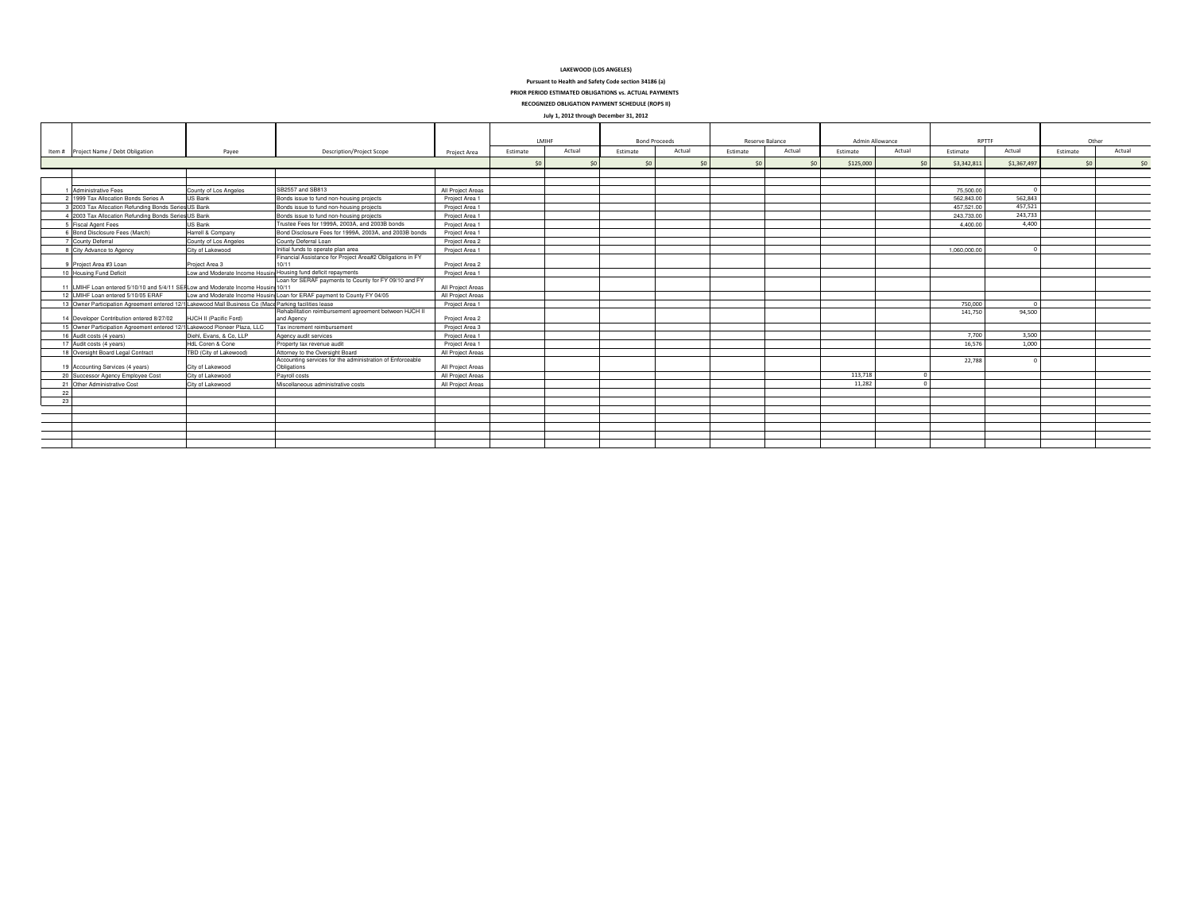**LAKEWOOD (LOS ANGELES)**

**Pursuant to Health and Safety Code section 34186 (a)**

**PRIOR PERIOD ESTIMATED OBLIGATIONS vs. ACTUAL PAYMENTS**

**RECOGNIZED OBLIGATION PAYMENT SCHEDULE (ROPS II)**

**July 1, 2012 through December 31, 2012**

| Item # | Project Name / Debt Obligation | Payee | Description/Project Scope | Project Area | LMIHF | | Bond Proceeds | | Reserve Balance | | Admin Allowance | | RPTTF | | Other | |
|---|---|---|---|---|---|---|---|---|---|---|---|---|---|---|---|---|
| | | | | | Estimate | Actual | Estimate | Actual | Estimate | Actual | Estimate | Actual | Estimate | Actual | Estimate | Actual |
| | | | | | $0 | $0 | $0 | $0 | $0 | $0 | $125,000 | $0 | $3,342,811 | $1,367,497 | $0 | $0 |
| 1 | Administrative Fees | County of Los Angeles | SB2557 and SB813 | All Project Areas | | | | | | | | | 75,500.00 | 0 | | |
| 2 | 1999 Tax Allocation Bonds Series A | US Bank | Bonds issue to fund non-housing projects | Project Area 1 | | | | | | | | | 562,843.00 | 562,843 | | |
| 3 | 2003 Tax Allocation Refunding Bonds Series | US Bank | Bonds issue to fund non-housing projects | Project Area 1 | | | | | | | | | 457,521.00 | 457,521 | | |
| 4 | 2003 Tax Allocation Refunding Bonds Series | US Bank | Bonds issue to fund non-housing projects | Project Area 1 | | | | | | | | | 243,733.00 | 243,733 | | |
| 5 | Fiscal Agent Fees | US Bank | Trustee Fees for 1999A, 2003A, and 2003B bonds | Project Area 1 | | | | | | | | | 4,400.00 | 4,400 | | |
| 6 | Bond Disclosure Fees (March) | Harrell & Company | Bond Disclosure Fees for 1999A, 2003A, and 2003B bonds | Project Area 1 | | | | | | | | | | | | |
| 7 | County Deferral | County of Los Angeles | County Deferral Loan | Project Area 2 | | | | | | | | | | | | |
| 8 | City Advance to Agency | City of Lakewood | Initial funds to operate plan area | Project Area 1 | | | | | | | | | 1,060,000.00 | 0 | | |
| 9 | Project Area #3 Loan | Project Area 3 | Financial Assistance for Project Area#2 Obligations in FY 10/11 | Project Area 2 | | | | | | | | | | | | |
| 10 | Housing Fund Deficit | Low and Moderate Income Housin | Housing fund deficit repayments | Project Area 1 | | | | | | | | | | | | |
| 11 | LMIHF Loan entered 5/10/10 and 5/4/11 SEF | Low and Moderate Income Housin | Loan for SERAF payments to County for FY 09/10 and FY 10/11 | All Project Areas | | | | | | | | | | | | |
| 12 | LMIHF Loan entered 5/10/05 ERAF | Low and Moderate Income Housin | Loan for ERAF payment to County FY 04/05 | All Project Areas | | | | | | | | | | | | |
| 13 | Owner Participation Agreement entered 12/1 | Lakewood Mall Business Co (Mac | Parking facilities lease | Project Area 1 | | | | | | | | | 750,000 | 0 | | |
| 14 | Developer Contribution entered 8/27/02 | HJCH II (Pacific Ford) | Rehabilitation reimbursement agreement between HJCH II and Agency | Project Area 2 | | | | | | | | | 141,750 | 94,500 | | |
| 15 | Owner Participation Agreement entered 12/1 | Lakewood Pioneer Plaza, LLC | Tax increment reimbursement | Project Area 3 | | | | | | | | | | | | |
| 16 | Audit costs (4 years) | Diehl, Evans, & Co, LLP | Agency audit services | Project Area 1 | | | | | | | | | 7,700 | 3,500 | | |
| 17 | Audit costs (4 years) | HdL Coren & Cone | Property tax revenue audit | Project Area 1 | | | | | | | | | 16,576 | 1,000 | | |
| 18 | Oversight Board Legal Contract | TBD (City of Lakewood) | Attorney to the Oversight Board | All Project Areas | | | | | | | | | | | | |
| 19 | Accounting Services (4 years) | City of Lakewood | Accounting services for the administration of Enforceable Obligations | All Project Areas | | | | | | | | | 22,788 | 0 | | |
| 20 | Successor Agency Employee Cost | City of Lakewood | Payroll costs | All Project Areas | | | | | | | 113,718 | 0 | | | | |
| 21 | Other Administrative Cost | City of Lakewood | Miscellaneous administrative costs | All Project Areas | | | | | | | 11,282 | 0 | | | | |
| 22 | | | | | | | | | | | | | | | | |
| 23 | | | | | | | | | | | | | | | | |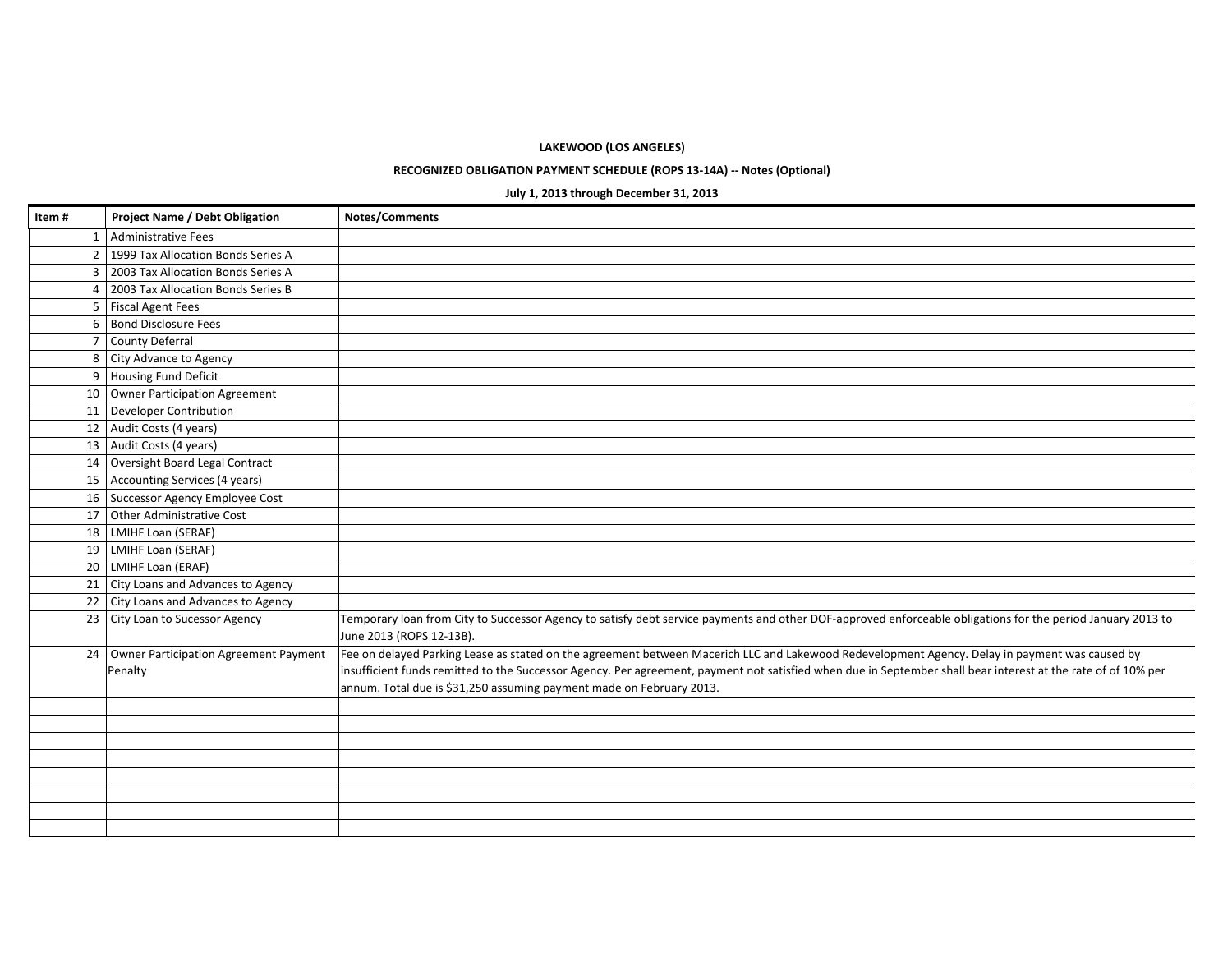**LAKEWOOD (LOS ANGELES)**

**RECOGNIZED OBLIGATION PAYMENT SCHEDULE (ROPS 13-14A) -- Notes (Optional)**

**July 1, 2013 through December 31, 2013**

| Item # | Project Name / Debt Obligation | Notes/Comments |
|---|---|---|
| 1 | Administrative Fees | |
| 2 | 1999 Tax Allocation Bonds Series A | |
| 3 | 2003 Tax Allocation Bonds Series A | |
| 4 | 2003 Tax Allocation Bonds Series B | |
| 5 | Fiscal Agent Fees | |
| 6 | Bond Disclosure Fees | |
| 7 | County Deferral | |
| 8 | City Advance to Agency | |
| 9 | Housing Fund Deficit | |
| 10 | Owner Participation Agreement | |
| 11 | Developer Contribution | |
| 12 | Audit Costs (4 years) | |
| 13 | Audit Costs (4 years) | |
| 14 | Oversight Board Legal Contract | |
| 15 | Accounting Services (4 years) | |
| 16 | Successor Agency Employee Cost | |
| 17 | Other Administrative Cost | |
| 18 | LMIHF Loan (SERAF) | |
| 19 | LMIHF Loan (SERAF) | |
| 20 | LMIHF Loan (ERAF) | |
| 21 | City Loans and Advances to Agency | |
| 22 | City Loans and Advances to Agency | |
| 23 | City Loan to Sucessor Agency | Temporary loan from City to Successor Agency to satisfy debt service payments and other DOF-approved enforceable obligations for the period January 2013 to June 2013 (ROPS 12-13B). |
| 24 | Owner Participation Agreement Payment Penalty | Fee on delayed Parking Lease as stated on the agreement between Macerich LLC and Lakewood Redevelopment Agency. Delay in payment was caused by insufficient funds remitted to the Successor Agency. Per agreement, payment not satisfied when due in September shall bear interest at the rate of of 10% per annum. Total due is $31,250 assuming payment made on February 2013. |
| | | |
| | | |
| | | |
| | | |
| | | |
| | | |
| | | |
| | | |